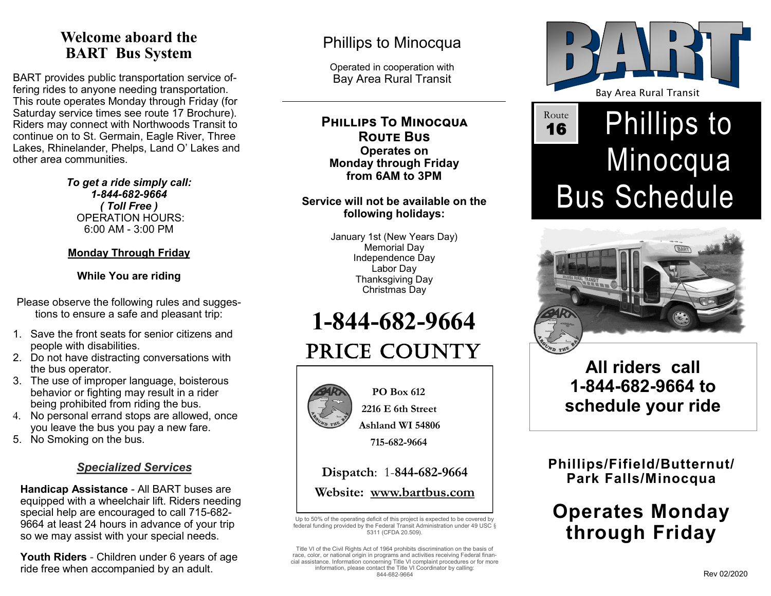# Welcome aboard the BART Bus System

BART provides public transportation service offering rides to anyone needing transportation. This route operates Monday through Friday (for Saturday service times see route 17 Brochure). Riders may connect with Northwoods Transit to continue on to St. Germain, Eagle River, Three Lakes, Rhinelander, Phelps, Land O' Lakes and other area communities.

***To get a ride simply call:***
***1-844-682-9664***
***( Toll Free )***
OPERATION HOURS:
6:00 AM - 3:00 PM

**Monday Through Friday**

**While You are riding**

Please observe the following rules and suggestions to ensure a safe and pleasant trip:

1. Save the front seats for senior citizens and people with disabilities.
2. Do not have distracting conversations with the bus operator.
3. The use of improper language, boisterous behavior or fighting may result in a rider being prohibited from riding the bus.
4. No personal errand stops are allowed, once you leave the bus you pay a new fare.
5. No Smoking on the bus.

## *Specialized Services*

**Handicap Assistance** - All BART buses are equipped with a wheelchair lift. Riders needing special help are encouraged to call 715-682-9664 at least 24 hours in advance of your trip so we may assist with your special needs.

**Youth Riders** - Children under 6 years of age ride free when accompanied by an adult.

# Phillips to Minocqua

Operated in cooperation with
Bay Area Rural Transit

**PHILLIPS TO MINOCQUA ROUTE BUS**
**Operates on Monday through Friday from 6AM to 3PM**

**Service will not be available on the following holidays:**

January 1st (New Years Day)
Memorial Day
Independence Day
Labor Day
Thanksgiving Day
Christmas Day

# 1-844-682-9664

# PRICE COUNTY

**PO Box 612**
**2216 E 6th Street**
**Ashland WI 54806**
**715-682-9664**

**Dispatch: 1-844-682-9664**

**Website: www.bartbus.com**

Up to 50% of the operating deficit of this project is expected to be covered by federal funding provided by the Federal Transit Administration under 49 USC § 5311 (CFDA 20.509).

Title VI of the Civil Rights Act of 1964 prohibits discrimination on the basis of race, color, or national origin in programs and activities receiving Federal financial assistance. Information concerning Title VI complaint procedures or for more information, please contact the Title VI Coordinator by calling: 844-682-9664

# BART

Bay Area Rural Transit

Route 16

# Phillips to Minocqua Bus Schedule

## All riders call 1-844-682-9664 to schedule your ride

**Phillips/Fifield/Butternut/ Park Falls/Minocqua**

## Operates Monday through Friday

Rev 02/2020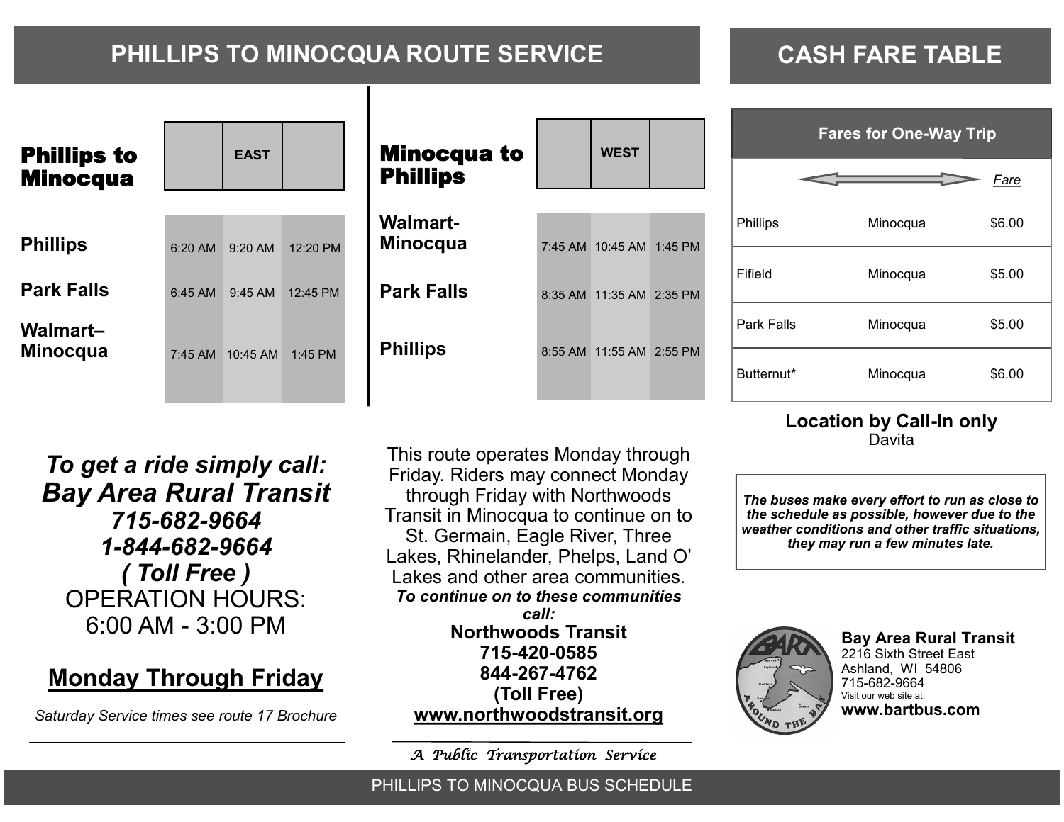## PHILLIPS TO MINOCQUA ROUTE SERVICE

### Phillips to Minocqua

| | | EAST | |
|---|---|---|---|
| Phillips | 6:20 AM | 9:20 AM | 12:20 PM |
| Park Falls | 6:45 AM | 9:45 AM | 12:45 PM |
| Walmart–Minocqua | 7:45 AM | 10:45 AM | 1:45 PM |

### Minocqua to Phillips

| | | WEST | |
|---|---|---|---|
| Walmart-Minocqua | 7:45 AM | 10:45 AM | 1:45 PM |
| Park Falls | 8:35 AM | 11:35 AM | 2:35 PM |
| Phillips | 8:55 AM | 11:55 AM | 2:55 PM |

***To get a ride simply call:***
***Bay Area Rural Transit***
***715-682-9664***
***1-844-682-9664***
***( Toll Free )***
OPERATION HOURS:
6:00 AM - 3:00 PM

**Monday Through Friday**

*Saturday Service times see route 17 Brochure*

This route operates Monday through Friday. Riders may connect Monday through Friday with Northwoods Transit in Minocqua to continue on to St. Germain, Eagle River, Three Lakes, Rhinelander, Phelps, Land O' Lakes and other area communities.

***To continue on to these communities call:***

**Northwoods Transit**
**715-420-0585**
**844-267-4762**
**(Toll Free)**
**www.northwoodstransit.org**

*A Public Transportation Service*

## CASH FARE TABLE

| Fares for One-Way Trip | | |
|---|---|---|
| ⟷ | | *Fare* |
| Phillips | Minocqua | $6.00 |
| Fifield | Minocqua | $5.00 |
| Park Falls | Minocqua | $5.00 |
| Butternut* | Minocqua | $6.00 |

**Location by Call-In only**
Davita

***The buses make every effort to run as close to the schedule as possible, however due to the weather conditions and other traffic situations, they may run a few minutes late.***

**Bay Area Rural Transit**
2216 Sixth Street East
Ashland, WI 54806
715-682-9664
Visit our web site at:
**www.bartbus.com**

PHILLIPS TO MINOCQUA BUS SCHEDULE